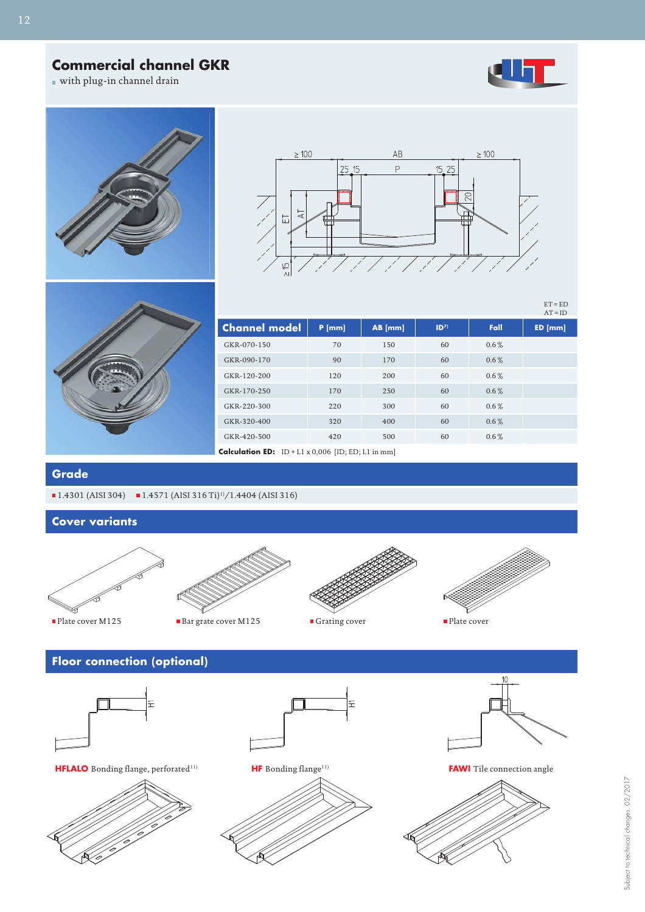# Commercial channel GKR

- with plug-in channel drain

ET = ED
AT = ID

| Channel model | P [mm] | AB [mm] | ID[7] | Fall | ED [mm] |
|---|---|---|---|---|---|
| GKR-070-150 | 70 | 150 | 60 | 0.6 % | |
| GKR-090-170 | 90 | 170 | 60 | 0.6 % | |
| GKR-120-200 | 120 | 200 | 60 | 0.6 % | |
| GKR-170-250 | 170 | 250 | 60 | 0.6 % | |
| GKR-220-300 | 220 | 300 | 60 | 0.6 % | |
| GKR-320-400 | 320 | 400 | 60 | 0.6 % | |
| GKR-420-500 | 420 | 500 | 60 | 0.6 % | |

**Calculation ED:** ID + L1 x 0,006 [ID; ED; L1 in mm]

## Grade

- 1.4301 (AISI 304)
- 1.4571 (AISI 316 Ti)[11]/1.4404 (AISI 316)

## Cover variants

- Plate cover M125
- Bar grate cover M125
- Grating cover
- Plate cover

## Floor connection (optional)

**HFLALO** Bonding flange, perforated[11]

**HF** Bonding flange[11]

**FAWI** Tile connection angle

Subject to technical changes. 02/2017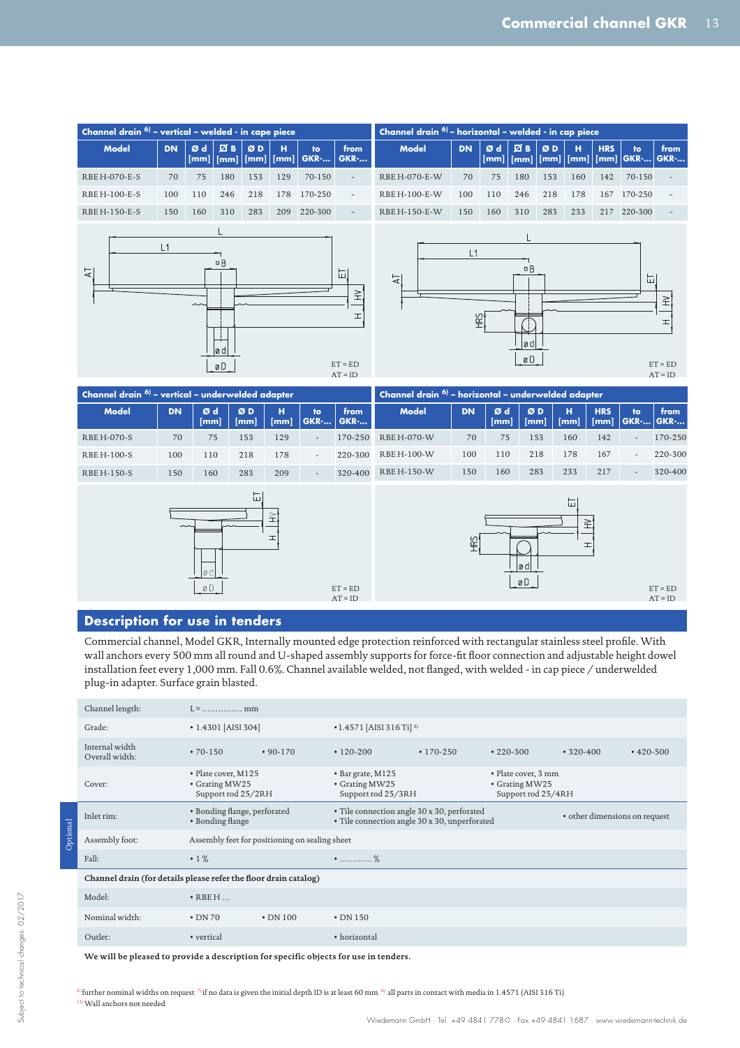## Channel drain [6] – vertical – welded - in cape piece

| Model | DN | Ø d [mm] | ◻ B [mm] | Ø D [mm] | H [mm] | to GKR-... | from GKR-... |
|---|---|---|---|---|---|---|---|
| RBE H-070-E-S | 70 | 75 | 180 | 153 | 129 | 70-150 | - |
| RBE H-100-E-S | 100 | 110 | 246 | 218 | 178 | 170-250 | - |
| RBE H-150-E-S | 150 | 160 | 310 | 283 | 209 | 220-300 | - |

L
L1
◻B
AT
ET
HV
H
ø d
ø D
ET = ED
AT = ID

## Channel drain [6] – horizontal – welded - in cap piece

| Model | DN | Ø d [mm] | ◻ B [mm] | Ø D [mm] | H [mm] | HRS [mm] | to GKR-... | from GKR-... |
|---|---|---|---|---|---|---|---|---|
| RBE H-070-E-W | 70 | 75 | 180 | 153 | 160 | 142 | 70-150 | - |
| RBE H-100-E-W | 100 | 110 | 246 | 218 | 178 | 167 | 170-250 | - |
| RBE H-150-E-W | 150 | 160 | 310 | 283 | 233 | 217 | 220-300 | - |

L
L1
◻B
AT
ET
HV
H
HRS
ø d
ø D
ET = ED
AT = ID

## Channel drain [6] – vertical – underwelded adapter

| Model | DN | Ø d [mm] | Ø D [mm] | H [mm] | to GKR-... | from GKR-... |
|---|---|---|---|---|---|---|
| RBE H-070-S | 70 | 75 | 153 | 129 | - | 170-250 |
| RBE H-100-S | 100 | 110 | 218 | 178 | - | 220-300 |
| RBE H-150-S | 150 | 160 | 283 | 209 | - | 320-400 |

ET
HV
H
ø d
ø D
ET = ED
AT = ID

## Channel drain [6] – horizontal – underwelded adapter

| Model | DN | Ø d [mm] | Ø D [mm] | H [mm] | HRS [mm] | to GKR-... | from GKR-... |
|---|---|---|---|---|---|---|---|
| RBE H-070-W | 70 | 75 | 153 | 160 | 142 | - | 170-250 |
| RBE H-100-W | 100 | 110 | 218 | 178 | 167 | - | 220-300 |
| RBE H-150-W | 150 | 160 | 283 | 233 | 217 | - | 320-400 |

ET
HV
H
HRS
ø d
ø D
ET = ED
AT = ID

## Description for use in tenders

Commercial channel, Model GKR, Internally mounted edge protection reinforced with rectangular stainless steel profile. With wall anchors every 500 mm all round and U-shaped assembly supports for force-fit floor connection and adjustable height dowel installation feet every 1,000 mm. Fall 0.6%. Channel available welded, not flanged, with welded - in cap piece / underwelded plug-in adapter. Surface grain blasted.

| | | | | | | |
|---|---|---|---|---|---|---|
| Channel length: | L = ............... mm | | | | | |
| Grade: | • 1.4301 [AISI 304] | | •1.4571 [AISI 316 Ti] [8] | | | |
| Internal width Overall width: | • 70-150 | • 90-170 | • 120-200 | • 170-250 | • 220-300 | • 320-400 | • 420-500 |
| Cover: | • Plate cover, M125<br>• Grating MW25<br>Support rod 25/2RH | | • Bar grate, M125<br>• Grating MW25<br>Support rod 25/3RH | | • Plate cover, 3 mm<br>• Grating MW25<br>Support rod 25/4RH | | |
| Inlet rim: (Optional) | • Bonding flange, perforated<br>• Bonding flange | | • Tile connection angle 30 x 30, perforated<br>• Tile connection angle 30 x 30, unperforated | | | • other dimensions on request | |
| Assembly foot: (Optional) | Assembly feet for positioning on sealing sheet | | | | | | |
| Fall: (Optional) | • 1 % | | • ............ % | | | | |
| **Channel drain (for details please refer the floor drain catalog)** | | | | | | | |
| Model: | • RBE H ... | | | | | | |
| Nominal width: | • DN 70 | • DN 100 | • DN 150 | | | | |
| Outlet: | • vertical | | • horizontal | | | | |

**We will be pleased to provide a description for specific objects for use in tenders.**

[6] further nominal widths on request [7] if no data is given the initial depth ID is at least 60 mm [8] all parts in contact with media in 1.4571 (AISI 316 Ti)
[11] Wall anchors not needed

Subject to technical changes 02/2017